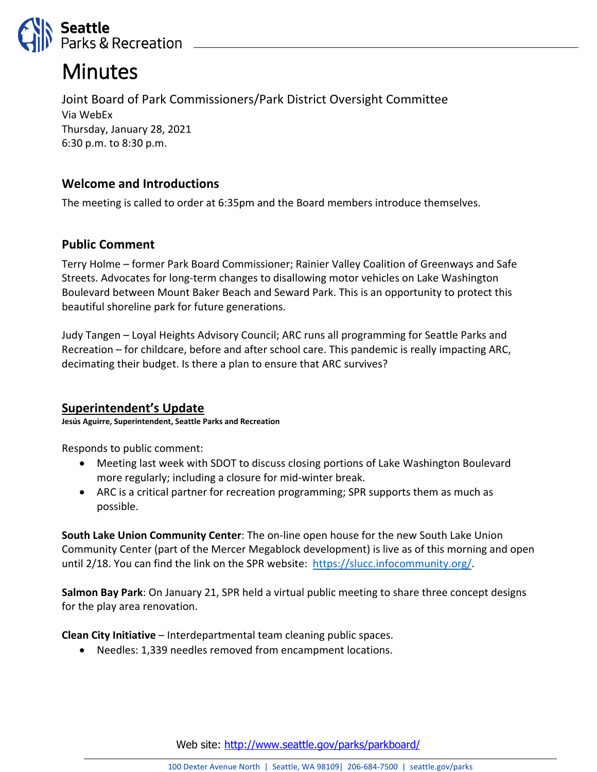# Minutes

Joint Board of Park Commissioners/Park District Oversight Committee
Via WebEx
Thursday, January 28, 2021
6:30 p.m. to 8:30 p.m.

## Welcome and Introductions

The meeting is called to order at 6:35pm and the Board members introduce themselves.

## Public Comment

Terry Holme – former Park Board Commissioner; Rainier Valley Coalition of Greenways and Safe Streets. Advocates for long-term changes to disallowing motor vehicles on Lake Washington Boulevard between Mount Baker Beach and Seward Park. This is an opportunity to protect this beautiful shoreline park for future generations.

Judy Tangen – Loyal Heights Advisory Council; ARC runs all programming for Seattle Parks and Recreation – for childcare, before and after school care. This pandemic is really impacting ARC, decimating their budget. Is there a plan to ensure that ARC survives?

## Superintendent's Update

**Jesús Aguirre, Superintendent, Seattle Parks and Recreation**

Responds to public comment:

- Meeting last week with SDOT to discuss closing portions of Lake Washington Boulevard more regularly; including a closure for mid-winter break.
- ARC is a critical partner for recreation programming; SPR supports them as much as possible.

**South Lake Union Community Center**: The on-line open house for the new South Lake Union Community Center (part of the Mercer Megablock development) is live as of this morning and open until 2/18. You can find the link on the SPR website: https://slucc.infocommunity.org/.

**Salmon Bay Park**: On January 21, SPR held a virtual public meeting to share three concept designs for the play area renovation.

**Clean City Initiative** – Interdepartmental team cleaning public spaces.

- Needles: 1,339 needles removed from encampment locations.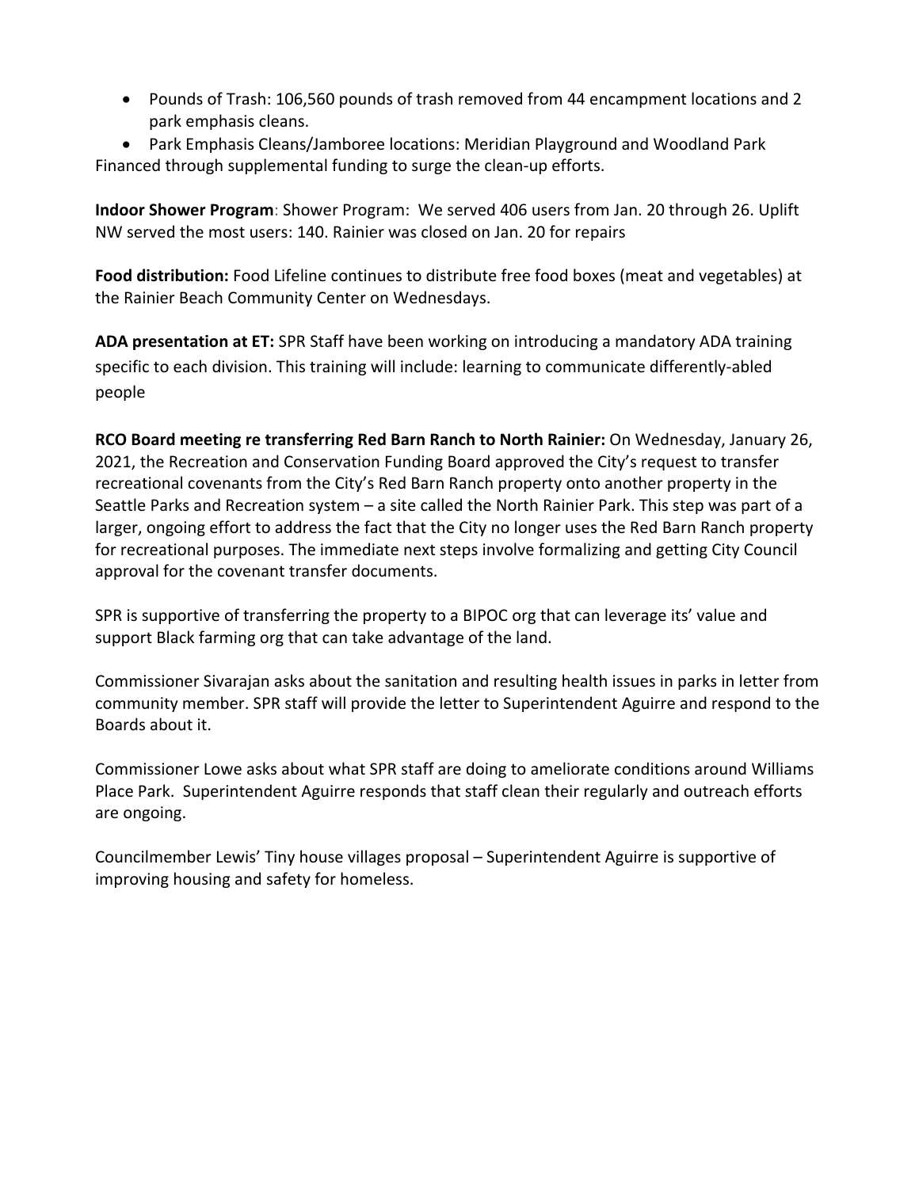- Pounds of Trash: 106,560 pounds of trash removed from 44 encampment locations and 2 park emphasis cleans.
- Park Emphasis Cleans/Jamboree locations: Meridian Playground and Woodland Park

Financed through supplemental funding to surge the clean-up efforts.

**Indoor Shower Program**: Shower Program: We served 406 users from Jan. 20 through 26. Uplift NW served the most users: 140. Rainier was closed on Jan. 20 for repairs

**Food distribution:** Food Lifeline continues to distribute free food boxes (meat and vegetables) at the Rainier Beach Community Center on Wednesdays.

**ADA presentation at ET:** SPR Staff have been working on introducing a mandatory ADA training specific to each division. This training will include: learning to communicate differently-abled people

**RCO Board meeting re transferring Red Barn Ranch to North Rainier:** On Wednesday, January 26, 2021, the Recreation and Conservation Funding Board approved the City's request to transfer recreational covenants from the City's Red Barn Ranch property onto another property in the Seattle Parks and Recreation system – a site called the North Rainier Park. This step was part of a larger, ongoing effort to address the fact that the City no longer uses the Red Barn Ranch property for recreational purposes. The immediate next steps involve formalizing and getting City Council approval for the covenant transfer documents.

SPR is supportive of transferring the property to a BIPOC org that can leverage its' value and support Black farming org that can take advantage of the land.

Commissioner Sivarajan asks about the sanitation and resulting health issues in parks in letter from community member. SPR staff will provide the letter to Superintendent Aguirre and respond to the Boards about it.

Commissioner Lowe asks about what SPR staff are doing to ameliorate conditions around Williams Place Park. Superintendent Aguirre responds that staff clean their regularly and outreach efforts are ongoing.

Councilmember Lewis' Tiny house villages proposal – Superintendent Aguirre is supportive of improving housing and safety for homeless.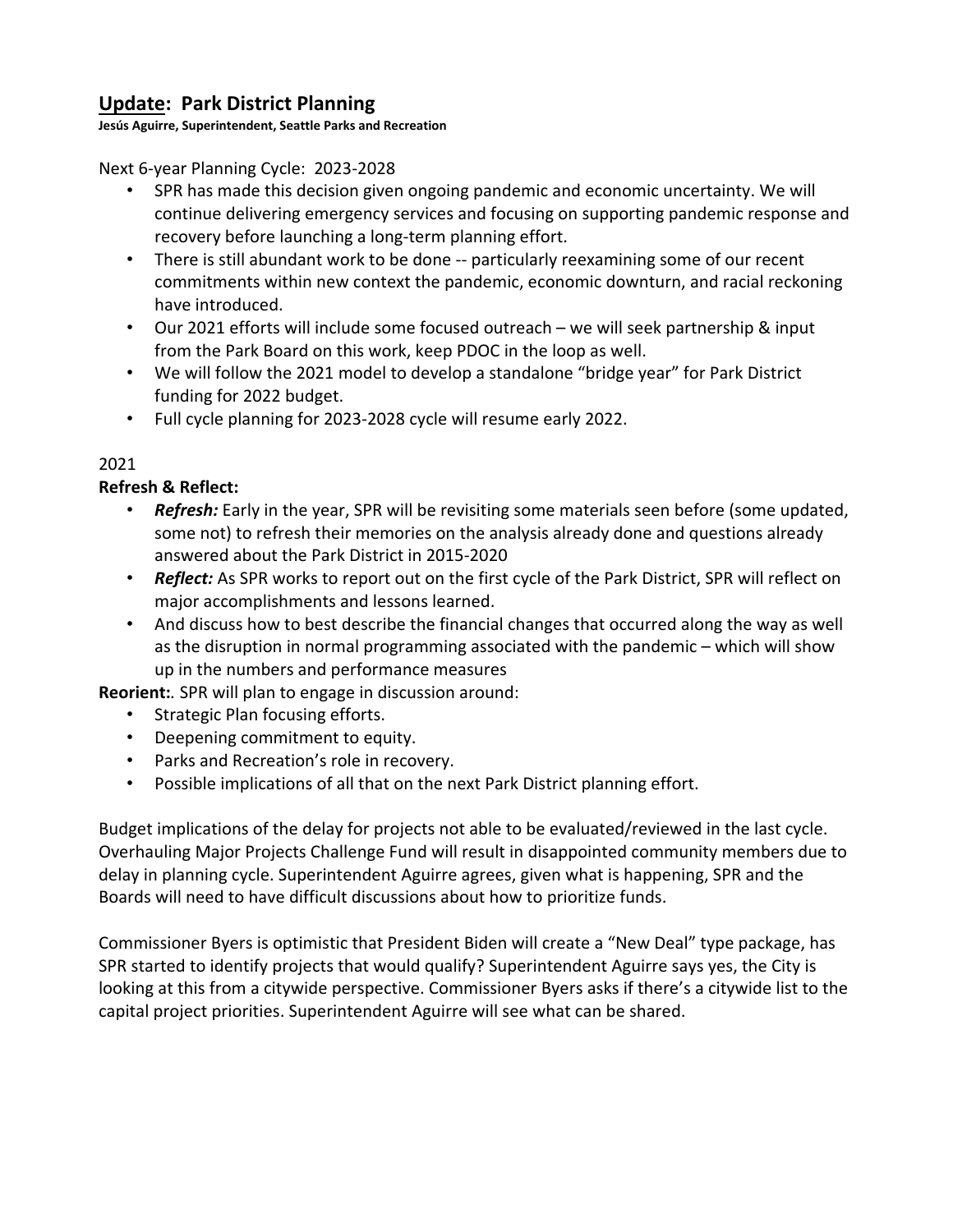## <u>Update</u>: Park District Planning

**Jesús Aguirre, Superintendent, Seattle Parks and Recreation**

Next 6-year Planning Cycle: 2023-2028

- SPR has made this decision given ongoing pandemic and economic uncertainty. We will continue delivering emergency services and focusing on supporting pandemic response and recovery before launching a long-term planning effort.
- There is still abundant work to be done -- particularly reexamining some of our recent commitments within new context the pandemic, economic downturn, and racial reckoning have introduced.
- Our 2021 efforts will include some focused outreach – we will seek partnership & input from the Park Board on this work, keep PDOC in the loop as well.
- We will follow the 2021 model to develop a standalone "bridge year" for Park District funding for 2022 budget.
- Full cycle planning for 2023-2028 cycle will resume early 2022.

2021

**Refresh & Reflect:**

- ***Refresh:*** Early in the year, SPR will be revisiting some materials seen before (some updated, some not) to refresh their memories on the analysis already done and questions already answered about the Park District in 2015-2020
- ***Reflect:*** As SPR works to report out on the first cycle of the Park District, SPR will reflect on major accomplishments and lessons learned.
- And discuss how to best describe the financial changes that occurred along the way as well as the disruption in normal programming associated with the pandemic – which will show up in the numbers and performance measures

**Reorient:**. SPR will plan to engage in discussion around:

- Strategic Plan focusing efforts.
- Deepening commitment to equity.
- Parks and Recreation's role in recovery.
- Possible implications of all that on the next Park District planning effort.

Budget implications of the delay for projects not able to be evaluated/reviewed in the last cycle. Overhauling Major Projects Challenge Fund will result in disappointed community members due to delay in planning cycle. Superintendent Aguirre agrees, given what is happening, SPR and the Boards will need to have difficult discussions about how to prioritize funds.

Commissioner Byers is optimistic that President Biden will create a "New Deal" type package, has SPR started to identify projects that would qualify? Superintendent Aguirre says yes, the City is looking at this from a citywide perspective. Commissioner Byers asks if there's a citywide list to the capital project priorities. Superintendent Aguirre will see what can be shared.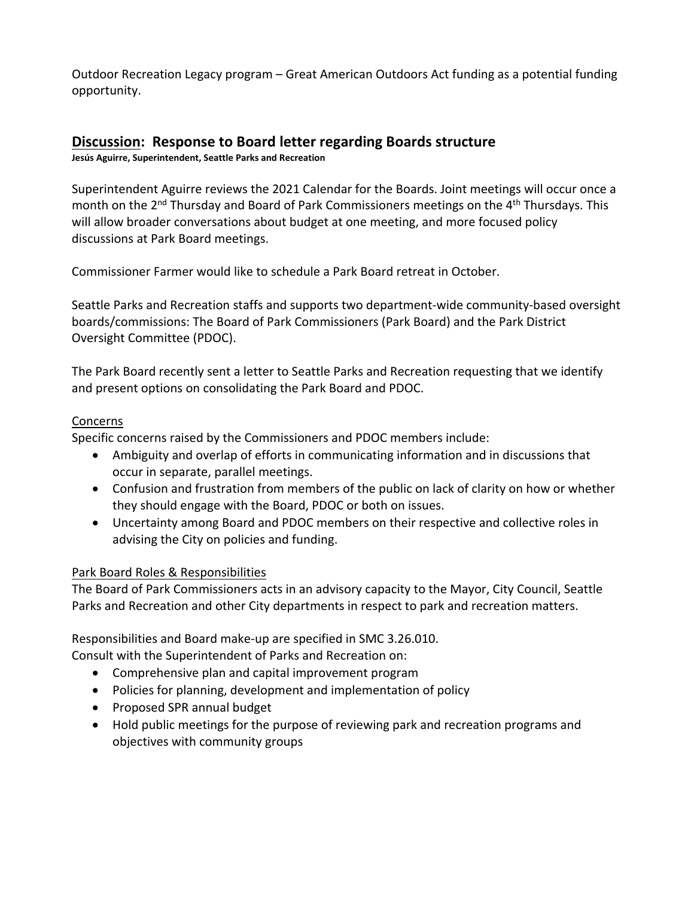Outdoor Recreation Legacy program – Great American Outdoors Act funding as a potential funding opportunity.

## **Discussion**: Response to Board letter regarding Boards structure

**Jesús Aguirre, Superintendent, Seattle Parks and Recreation**

Superintendent Aguirre reviews the 2021 Calendar for the Boards. Joint meetings will occur once a month on the 2nd Thursday and Board of Park Commissioners meetings on the 4th Thursdays. This will allow broader conversations about budget at one meeting, and more focused policy discussions at Park Board meetings.

Commissioner Farmer would like to schedule a Park Board retreat in October.

Seattle Parks and Recreation staffs and supports two department-wide community-based oversight boards/commissions: The Board of Park Commissioners (Park Board) and the Park District Oversight Committee (PDOC).

The Park Board recently sent a letter to Seattle Parks and Recreation requesting that we identify and present options on consolidating the Park Board and PDOC.

Concerns

Specific concerns raised by the Commissioners and PDOC members include:

- Ambiguity and overlap of efforts in communicating information and in discussions that occur in separate, parallel meetings.
- Confusion and frustration from members of the public on lack of clarity on how or whether they should engage with the Board, PDOC or both on issues.
- Uncertainty among Board and PDOC members on their respective and collective roles in advising the City on policies and funding.

Park Board Roles & Responsibilities

The Board of Park Commissioners acts in an advisory capacity to the Mayor, City Council, Seattle Parks and Recreation and other City departments in respect to park and recreation matters.

Responsibilities and Board make-up are specified in SMC 3.26.010.
Consult with the Superintendent of Parks and Recreation on:

- Comprehensive plan and capital improvement program
- Policies for planning, development and implementation of policy
- Proposed SPR annual budget
- Hold public meetings for the purpose of reviewing park and recreation programs and objectives with community groups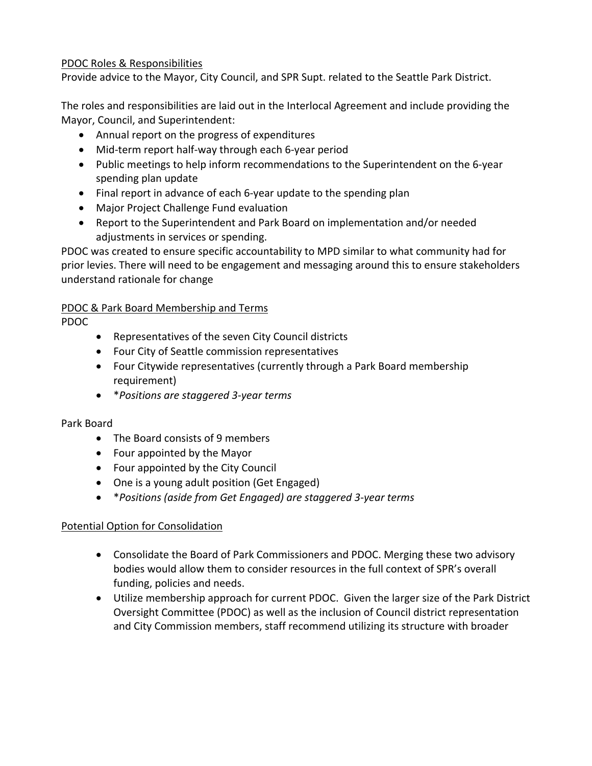PDOC Roles & Responsibilities

Provide advice to the Mayor, City Council, and SPR Supt. related to the Seattle Park District.

The roles and responsibilities are laid out in the Interlocal Agreement and include providing the Mayor, Council, and Superintendent:

- Annual report on the progress of expenditures
- Mid-term report half-way through each 6-year period
- Public meetings to help inform recommendations to the Superintendent on the 6-year spending plan update
- Final report in advance of each 6-year update to the spending plan
- Major Project Challenge Fund evaluation
- Report to the Superintendent and Park Board on implementation and/or needed adjustments in services or spending.

PDOC was created to ensure specific accountability to MPD similar to what community had for prior levies. There will need to be engagement and messaging around this to ensure stakeholders understand rationale for change

PDOC & Park Board Membership and Terms

PDOC

- Representatives of the seven City Council districts
- Four City of Seattle commission representatives
- Four Citywide representatives (currently through a Park Board membership requirement)
- **Positions are staggered 3-year terms*

Park Board

- The Board consists of 9 members
- Four appointed by the Mayor
- Four appointed by the City Council
- One is a young adult position (Get Engaged)
- **Positions (aside from Get Engaged) are staggered 3-year terms*

Potential Option for Consolidation

- Consolidate the Board of Park Commissioners and PDOC. Merging these two advisory bodies would allow them to consider resources in the full context of SPR's overall funding, policies and needs.
- Utilize membership approach for current PDOC. Given the larger size of the Park District Oversight Committee (PDOC) as well as the inclusion of Council district representation and City Commission members, staff recommend utilizing its structure with broader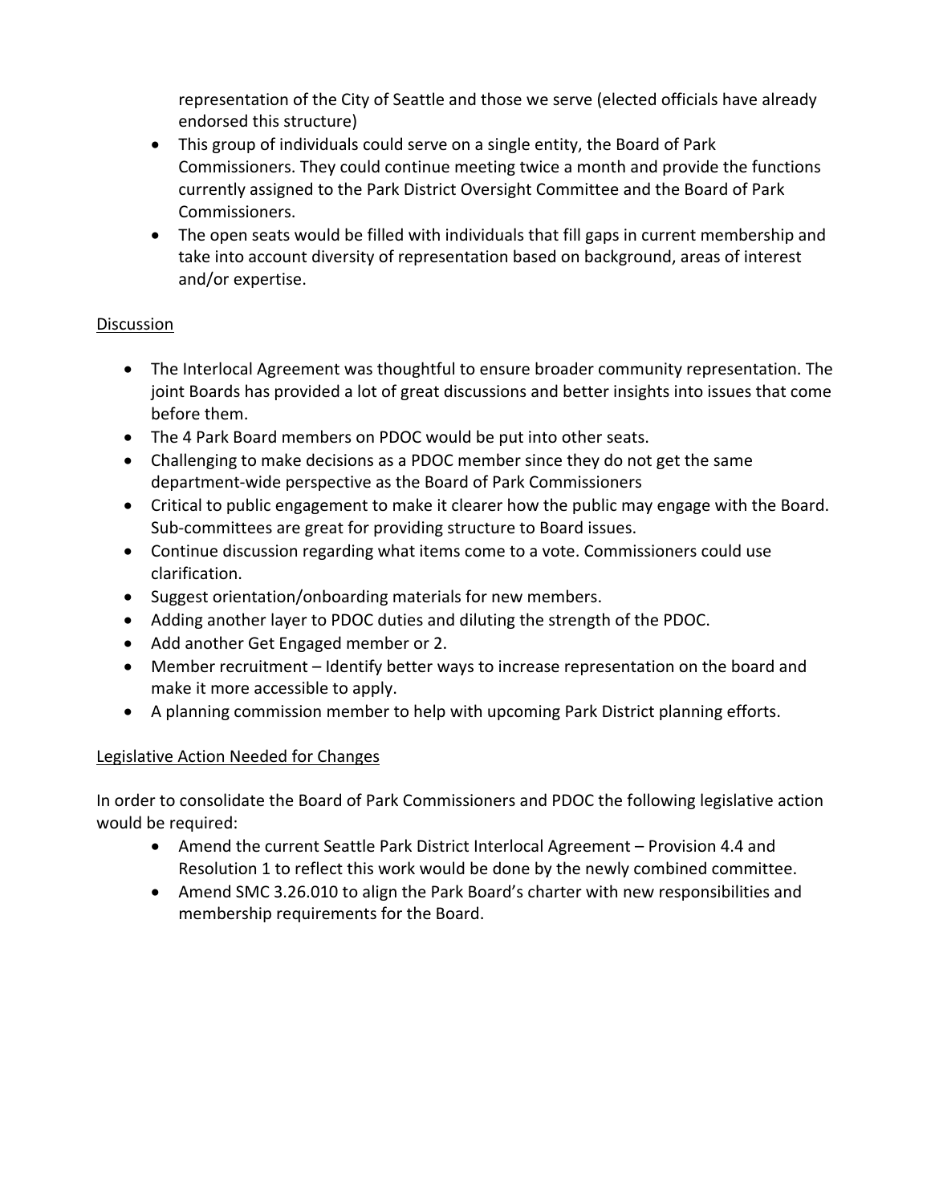representation of the City of Seattle and those we serve (elected officials have already endorsed this structure)

- This group of individuals could serve on a single entity, the Board of Park Commissioners. They could continue meeting twice a month and provide the functions currently assigned to the Park District Oversight Committee and the Board of Park Commissioners.
- The open seats would be filled with individuals that fill gaps in current membership and take into account diversity of representation based on background, areas of interest and/or expertise.

<u>Discussion</u>

- The Interlocal Agreement was thoughtful to ensure broader community representation. The joint Boards has provided a lot of great discussions and better insights into issues that come before them.
- The 4 Park Board members on PDOC would be put into other seats.
- Challenging to make decisions as a PDOC member since they do not get the same department-wide perspective as the Board of Park Commissioners
- Critical to public engagement to make it clearer how the public may engage with the Board. Sub-committees are great for providing structure to Board issues.
- Continue discussion regarding what items come to a vote. Commissioners could use clarification.
- Suggest orientation/onboarding materials for new members.
- Adding another layer to PDOC duties and diluting the strength of the PDOC.
- Add another Get Engaged member or 2.
- Member recruitment – Identify better ways to increase representation on the board and make it more accessible to apply.
- A planning commission member to help with upcoming Park District planning efforts.

<u>Legislative Action Needed for Changes</u>

In order to consolidate the Board of Park Commissioners and PDOC the following legislative action would be required:

- Amend the current Seattle Park District Interlocal Agreement – Provision 4.4 and Resolution 1 to reflect this work would be done by the newly combined committee.
- Amend SMC 3.26.010 to align the Park Board's charter with new responsibilities and membership requirements for the Board.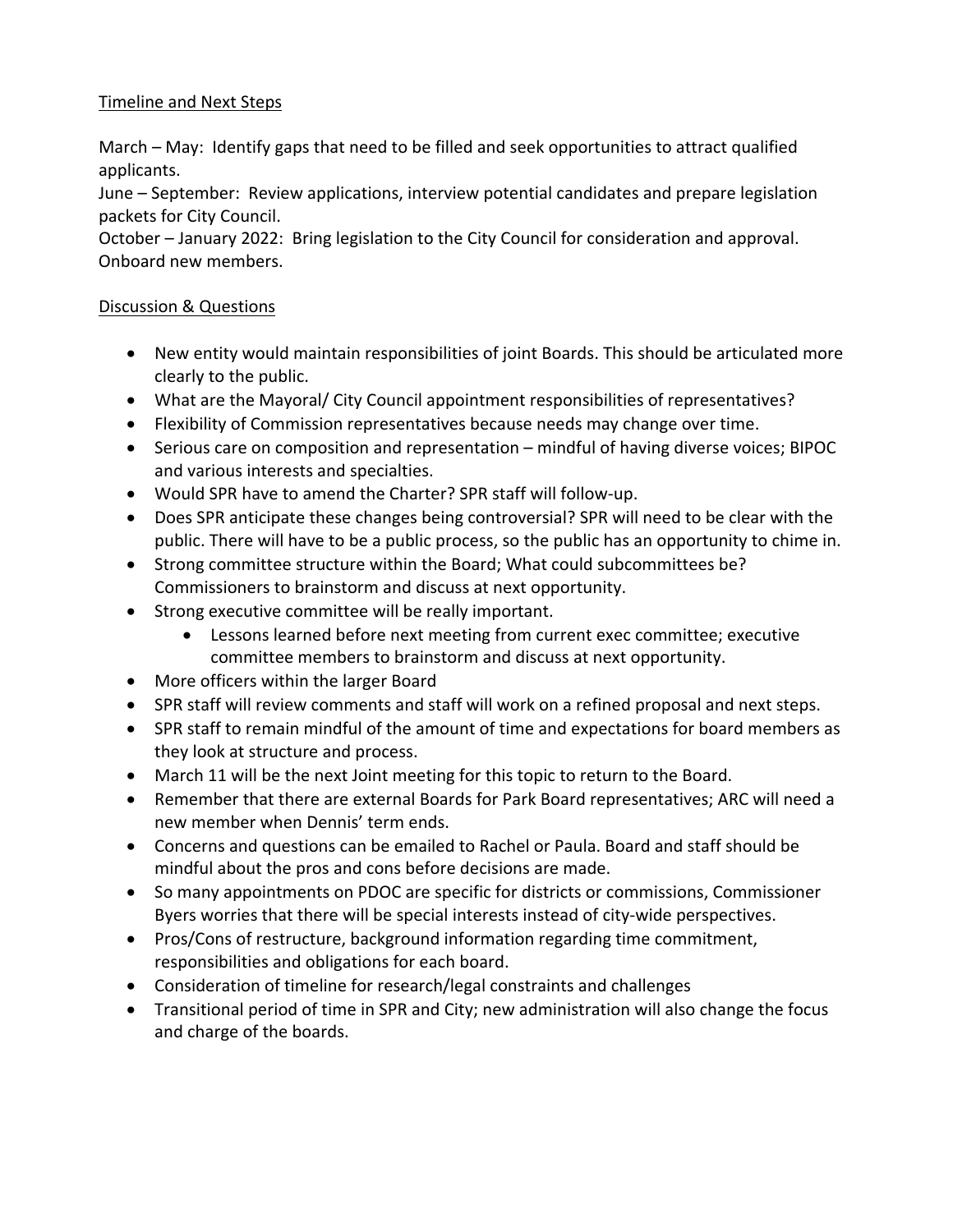Timeline and Next Steps

March – May: Identify gaps that need to be filled and seek opportunities to attract qualified applicants.
June – September: Review applications, interview potential candidates and prepare legislation packets for City Council.
October – January 2022: Bring legislation to the City Council for consideration and approval. Onboard new members.

Discussion & Questions

- New entity would maintain responsibilities of joint Boards. This should be articulated more clearly to the public.
- What are the Mayoral/ City Council appointment responsibilities of representatives?
- Flexibility of Commission representatives because needs may change over time.
- Serious care on composition and representation – mindful of having diverse voices; BIPOC and various interests and specialties.
- Would SPR have to amend the Charter? SPR staff will follow-up.
- Does SPR anticipate these changes being controversial? SPR will need to be clear with the public. There will have to be a public process, so the public has an opportunity to chime in.
- Strong committee structure within the Board; What could subcommittees be? Commissioners to brainstorm and discuss at next opportunity.
- Strong executive committee will be really important.
    - Lessons learned before next meeting from current exec committee; executive committee members to brainstorm and discuss at next opportunity.
- More officers within the larger Board
- SPR staff will review comments and staff will work on a refined proposal and next steps.
- SPR staff to remain mindful of the amount of time and expectations for board members as they look at structure and process.
- March 11 will be the next Joint meeting for this topic to return to the Board.
- Remember that there are external Boards for Park Board representatives; ARC will need a new member when Dennis' term ends.
- Concerns and questions can be emailed to Rachel or Paula. Board and staff should be mindful about the pros and cons before decisions are made.
- So many appointments on PDOC are specific for districts or commissions, Commissioner Byers worries that there will be special interests instead of city-wide perspectives.
- Pros/Cons of restructure, background information regarding time commitment, responsibilities and obligations for each board.
- Consideration of timeline for research/legal constraints and challenges
- Transitional period of time in SPR and City; new administration will also change the focus and charge of the boards.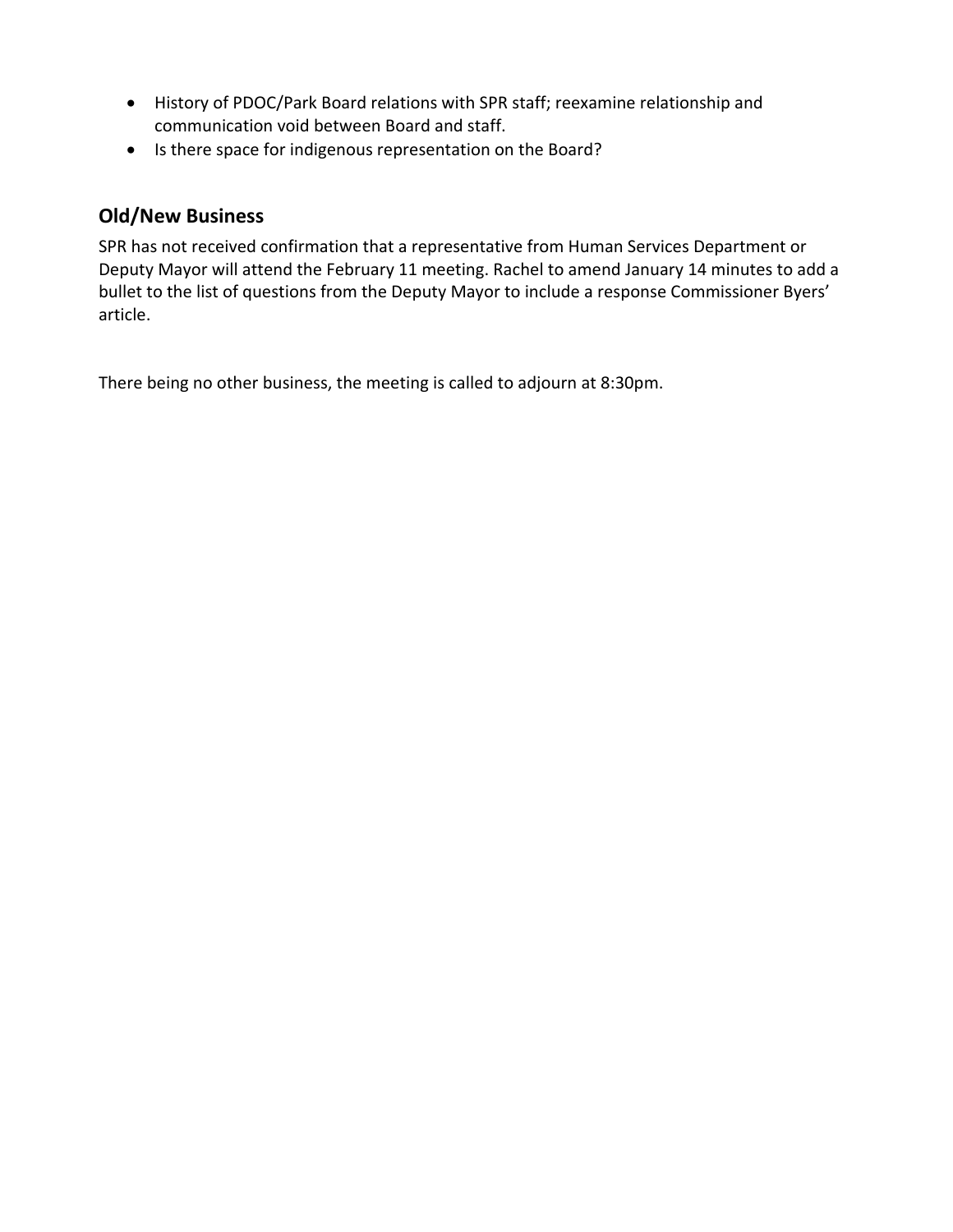- History of PDOC/Park Board relations with SPR staff; reexamine relationship and communication void between Board and staff.
- Is there space for indigenous representation on the Board?

## Old/New Business

SPR has not received confirmation that a representative from Human Services Department or Deputy Mayor will attend the February 11 meeting. Rachel to amend January 14 minutes to add a bullet to the list of questions from the Deputy Mayor to include a response Commissioner Byers' article.

There being no other business, the meeting is called to adjourn at 8:30pm.